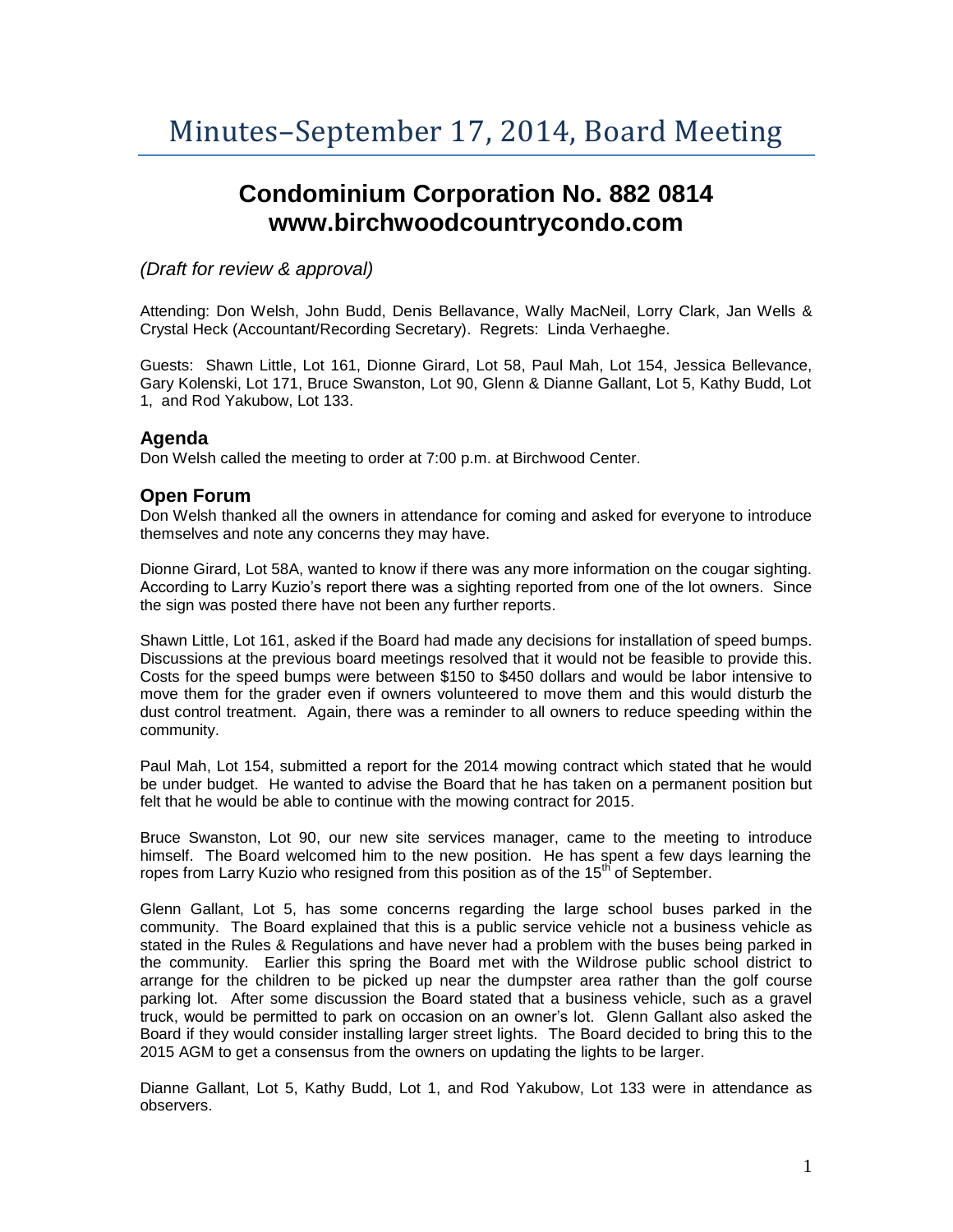# Minutes–September 17, 2014, Board Meeting

## Condominium Corporation No. 882 0814
## www.birchwoodcountrycondo.com

*(Draft for review & approval)*

Attending: Don Welsh, John Budd, Denis Bellavance, Wally MacNeil, Lorry Clark, Jan Wells & Crystal Heck (Accountant/Recording Secretary). Regrets: Linda Verhaeghe.

Guests: Shawn Little, Lot 161, Dionne Girard, Lot 58, Paul Mah, Lot 154, Jessica Bellevance, Gary Kolenski, Lot 171, Bruce Swanston, Lot 90, Glenn & Dianne Gallant, Lot 5, Kathy Budd, Lot 1, and Rod Yakubow, Lot 133.

### Agenda

Don Welsh called the meeting to order at 7:00 p.m. at Birchwood Center.

### Open Forum

Don Welsh thanked all the owners in attendance for coming and asked for everyone to introduce themselves and note any concerns they may have.

Dionne Girard, Lot 58A, wanted to know if there was any more information on the cougar sighting. According to Larry Kuzio's report there was a sighting reported from one of the lot owners. Since the sign was posted there have not been any further reports.

Shawn Little, Lot 161, asked if the Board had made any decisions for installation of speed bumps. Discussions at the previous board meetings resolved that it would not be feasible to provide this. Costs for the speed bumps were between $150 to $450 dollars and would be labor intensive to move them for the grader even if owners volunteered to move them and this would disturb the dust control treatment. Again, there was a reminder to all owners to reduce speeding within the community.

Paul Mah, Lot 154, submitted a report for the 2014 mowing contract which stated that he would be under budget. He wanted to advise the Board that he has taken on a permanent position but felt that he would be able to continue with the mowing contract for 2015.

Bruce Swanston, Lot 90, our new site services manager, came to the meeting to introduce himself. The Board welcomed him to the new position. He has spent a few days learning the ropes from Larry Kuzio who resigned from this position as of the 15th of September.

Glenn Gallant, Lot 5, has some concerns regarding the large school buses parked in the community. The Board explained that this is a public service vehicle not a business vehicle as stated in the Rules & Regulations and have never had a problem with the buses being parked in the community. Earlier this spring the Board met with the Wildrose public school district to arrange for the children to be picked up near the dumpster area rather than the golf course parking lot. After some discussion the Board stated that a business vehicle, such as a gravel truck, would be permitted to park on occasion on an owner's lot. Glenn Gallant also asked the Board if they would consider installing larger street lights. The Board decided to bring this to the 2015 AGM to get a consensus from the owners on updating the lights to be larger.

Dianne Gallant, Lot 5, Kathy Budd, Lot 1, and Rod Yakubow, Lot 133 were in attendance as observers.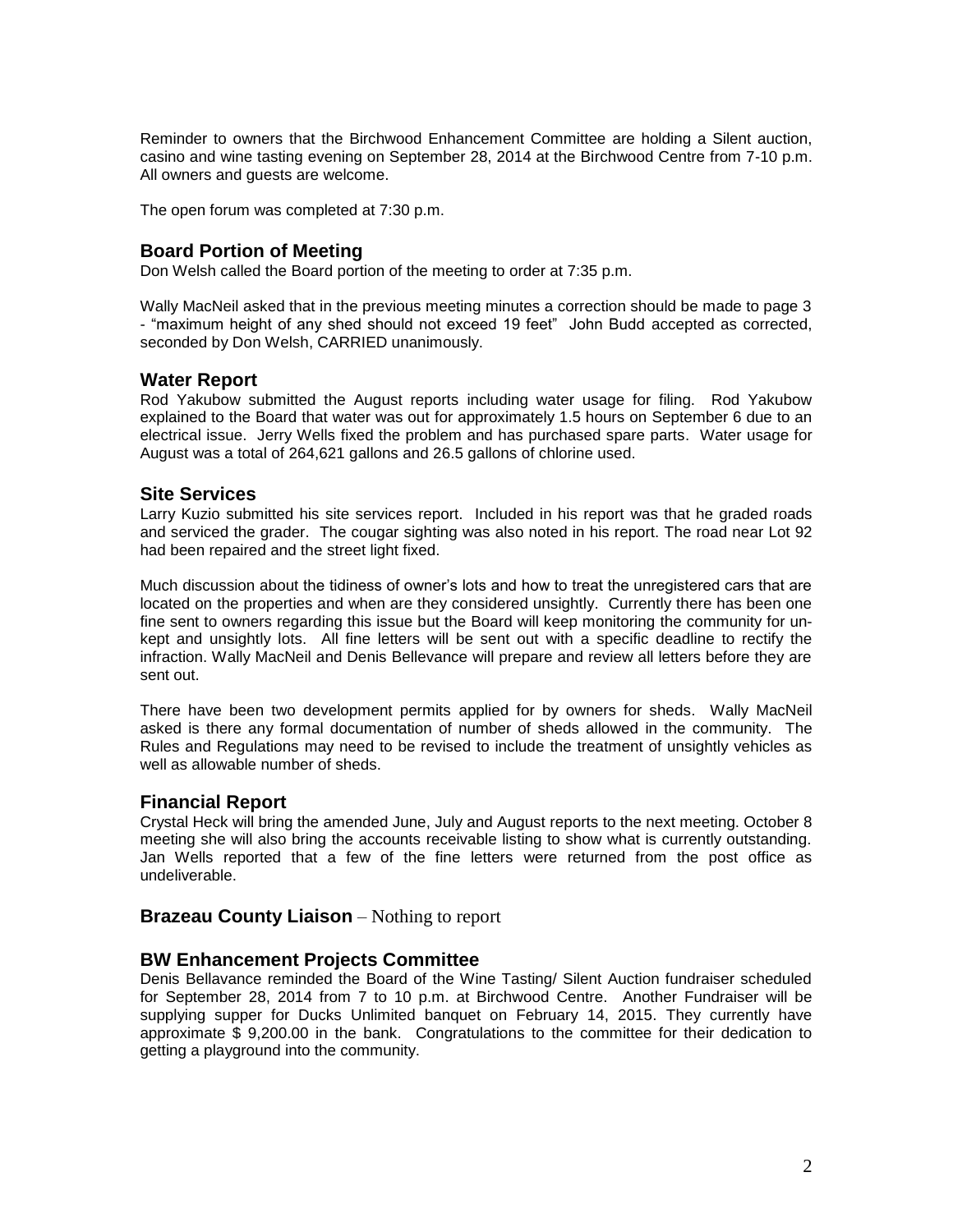Reminder to owners that the Birchwood Enhancement Committee are holding a Silent auction, casino and wine tasting evening on September 28, 2014 at the Birchwood Centre from 7-10 p.m. All owners and guests are welcome.

The open forum was completed at 7:30 p.m.

## Board Portion of Meeting

Don Welsh called the Board portion of the meeting to order at 7:35 p.m.

Wally MacNeil asked that in the previous meeting minutes a correction should be made to page 3 - "maximum height of any shed should not exceed 19 feet" John Budd accepted as corrected, seconded by Don Welsh, CARRIED unanimously.

## Water Report

Rod Yakubow submitted the August reports including water usage for filing. Rod Yakubow explained to the Board that water was out for approximately 1.5 hours on September 6 due to an electrical issue. Jerry Wells fixed the problem and has purchased spare parts. Water usage for August was a total of 264,621 gallons and 26.5 gallons of chlorine used.

## Site Services

Larry Kuzio submitted his site services report. Included in his report was that he graded roads and serviced the grader. The cougar sighting was also noted in his report. The road near Lot 92 had been repaired and the street light fixed.

Much discussion about the tidiness of owner's lots and how to treat the unregistered cars that are located on the properties and when are they considered unsightly. Currently there has been one fine sent to owners regarding this issue but the Board will keep monitoring the community for un-kept and unsightly lots. All fine letters will be sent out with a specific deadline to rectify the infraction. Wally MacNeil and Denis Bellevance will prepare and review all letters before they are sent out.

There have been two development permits applied for by owners for sheds. Wally MacNeil asked is there any formal documentation of number of sheds allowed in the community. The Rules and Regulations may need to be revised to include the treatment of unsightly vehicles as well as allowable number of sheds.

## Financial Report

Crystal Heck will bring the amended June, July and August reports to the next meeting. October 8 meeting she will also bring the accounts receivable listing to show what is currently outstanding. Jan Wells reported that a few of the fine letters were returned from the post office as undeliverable.

## Brazeau County Liaison – Nothing to report

## BW Enhancement Projects Committee

Denis Bellavance reminded the Board of the Wine Tasting/ Silent Auction fundraiser scheduled for September 28, 2014 from 7 to 10 p.m. at Birchwood Centre. Another Fundraiser will be supplying supper for Ducks Unlimited banquet on February 14, 2015. They currently have approximate $ 9,200.00 in the bank. Congratulations to the committee for their dedication to getting a playground into the community.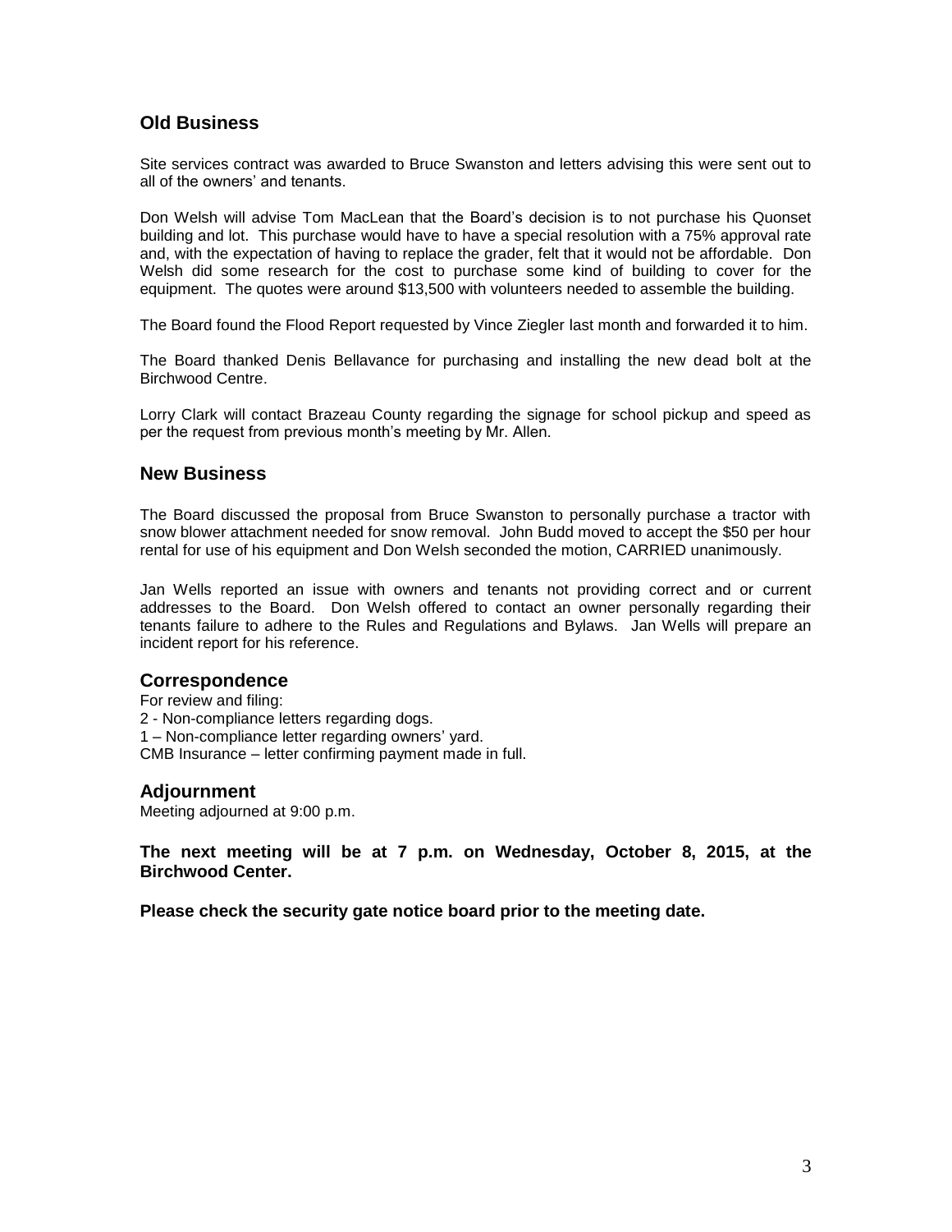## Old Business

Site services contract was awarded to Bruce Swanston and letters advising this were sent out to all of the owners' and tenants.

Don Welsh will advise Tom MacLean that the Board's decision is to not purchase his Quonset building and lot. This purchase would have to have a special resolution with a 75% approval rate and, with the expectation of having to replace the grader, felt that it would not be affordable. Don Welsh did some research for the cost to purchase some kind of building to cover for the equipment. The quotes were around $13,500 with volunteers needed to assemble the building.

The Board found the Flood Report requested by Vince Ziegler last month and forwarded it to him.

The Board thanked Denis Bellavance for purchasing and installing the new dead bolt at the Birchwood Centre.

Lorry Clark will contact Brazeau County regarding the signage for school pickup and speed as per the request from previous month's meeting by Mr. Allen.

## New Business

The Board discussed the proposal from Bruce Swanston to personally purchase a tractor with snow blower attachment needed for snow removal. John Budd moved to accept the $50 per hour rental for use of his equipment and Don Welsh seconded the motion, CARRIED unanimously.

Jan Wells reported an issue with owners and tenants not providing correct and or current addresses to the Board. Don Welsh offered to contact an owner personally regarding their tenants failure to adhere to the Rules and Regulations and Bylaws. Jan Wells will prepare an incident report for his reference.

## Correspondence

For review and filing:
2 - Non-compliance letters regarding dogs.
1 – Non-compliance letter regarding owners' yard.
CMB Insurance – letter confirming payment made in full.

## Adjournment

Meeting adjourned at 9:00 p.m.

**The next meeting will be at 7 p.m. on Wednesday, October 8, 2015, at the Birchwood Center.**

**Please check the security gate notice board prior to the meeting date.**